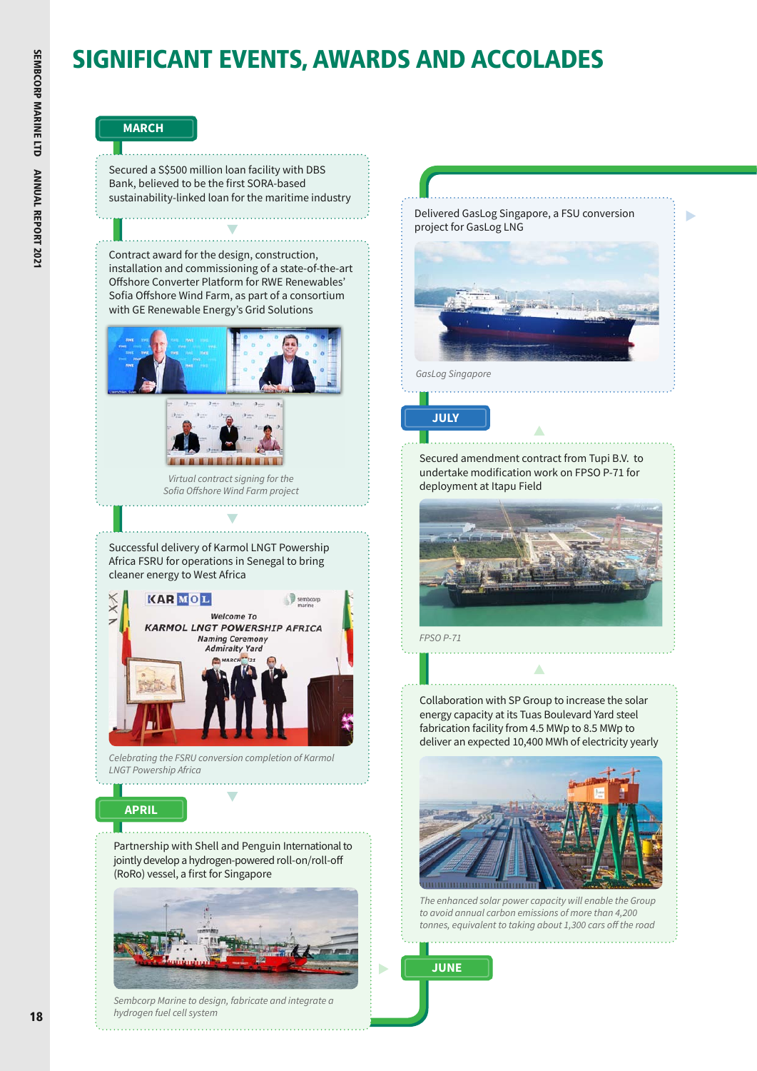# SIGNIFICANT EVENTS, AWARDS AND ACCOLADES

## MARCH

Secured a S$500 million loan facility with DBS Bank, believed to be the first SORA-based sustainability-linked loan for the maritime industry

Contract award for the design, construction, installation and commissioning of a state-of-the-art Offshore Converter Platform for RWE Renewables' Sofia Offshore Wind Farm, as part of a consortium with GE Renewable Energy's Grid Solutions

*Virtual contract signing for the Sofia Offshore Wind Farm project*

Successful delivery of Karmol LNGT Powership Africa FSRU for operations in Senegal to bring cleaner energy to West Africa

*Celebrating the FSRU conversion completion of Karmol LNGT Powership Africa*

## APRIL

Partnership with Shell and Penguin International to jointly develop a hydrogen-powered roll-on/roll-off (RoRo) vessel, a first for Singapore

*Sembcorp Marine to design, fabricate and integrate a hydrogen fuel cell system*

## JUNE

Collaboration with SP Group to increase the solar energy capacity at its Tuas Boulevard Yard steel fabrication facility from 4.5 MWp to 8.5 MWp to deliver an expected 10,400 MWh of electricity yearly

*The enhanced solar power capacity will enable the Group to avoid annual carbon emissions of more than 4,200 tonnes, equivalent to taking about 1,300 cars off the road*

Secured amendment contract from Tupi B.V. to undertake modification work on FPSO P-71 for deployment at Itapu Field

*FPSO P-71*

## JULY

Delivered GasLog Singapore, a FSU conversion project for GasLog LNG

*GasLog Singapore*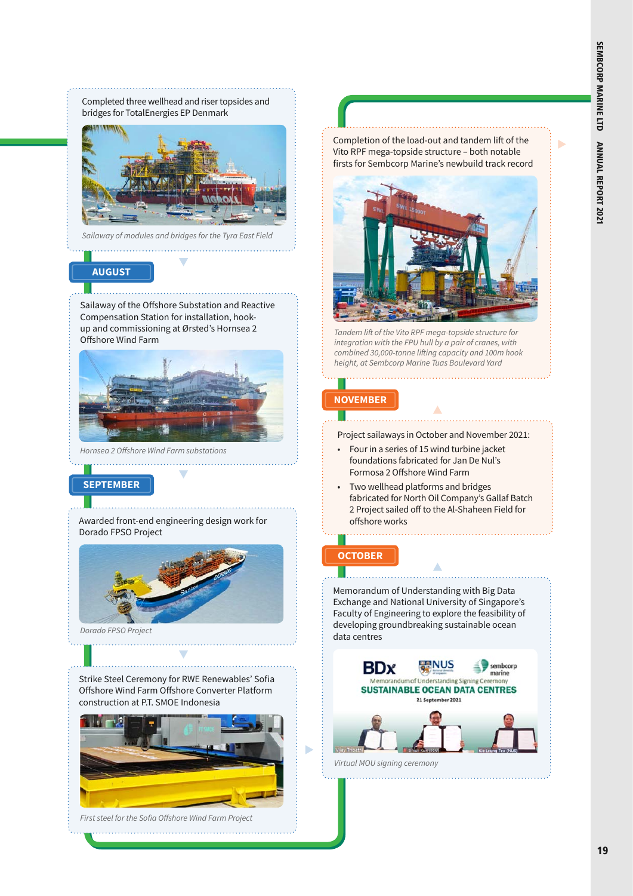Completed three wellhead and riser topsides and bridges for TotalEnergies EP Denmark

*Sailaway of modules and bridges for the Tyra East Field*

## AUGUST

Sailaway of the Offshore Substation and Reactive Compensation Station for installation, hook-up and commissioning at Ørsted's Hornsea 2 Offshore Wind Farm

*Hornsea 2 Offshore Wind Farm substations*

## SEPTEMBER

Awarded front-end engineering design work for Dorado FPSO Project

*Dorado FPSO Project*

Strike Steel Ceremony for RWE Renewables' Sofia Offshore Wind Farm Offshore Converter Platform construction at P.T. SMOE Indonesia

*First steel for the Sofia Offshore Wind Farm Project*

Memorandum of Understanding with Big Data Exchange and National University of Singapore's Faculty of Engineering to explore the feasibility of developing groundbreaking sustainable ocean data centres

*Virtual MOU signing ceremony*

## OCTOBER

Project sailaways in October and November 2021:

- Four in a series of 15 wind turbine jacket foundations fabricated for Jan De Nul's Formosa 2 Offshore Wind Farm
- Two wellhead platforms and bridges fabricated for North Oil Company's Gallaf Batch 2 Project sailed off to the Al-Shaheen Field for offshore works

## NOVEMBER

Completion of the load-out and tandem lift of the Vito RPF mega-topside structure – both notable firsts for Sembcorp Marine's newbuild track record

*Tandem lift of the Vito RPF mega-topside structure for integration with the FPU hull by a pair of cranes, with combined 30,000-tonne lifting capacity and 100m hook height, at Sembcorp Marine Tuas Boulevard Yard*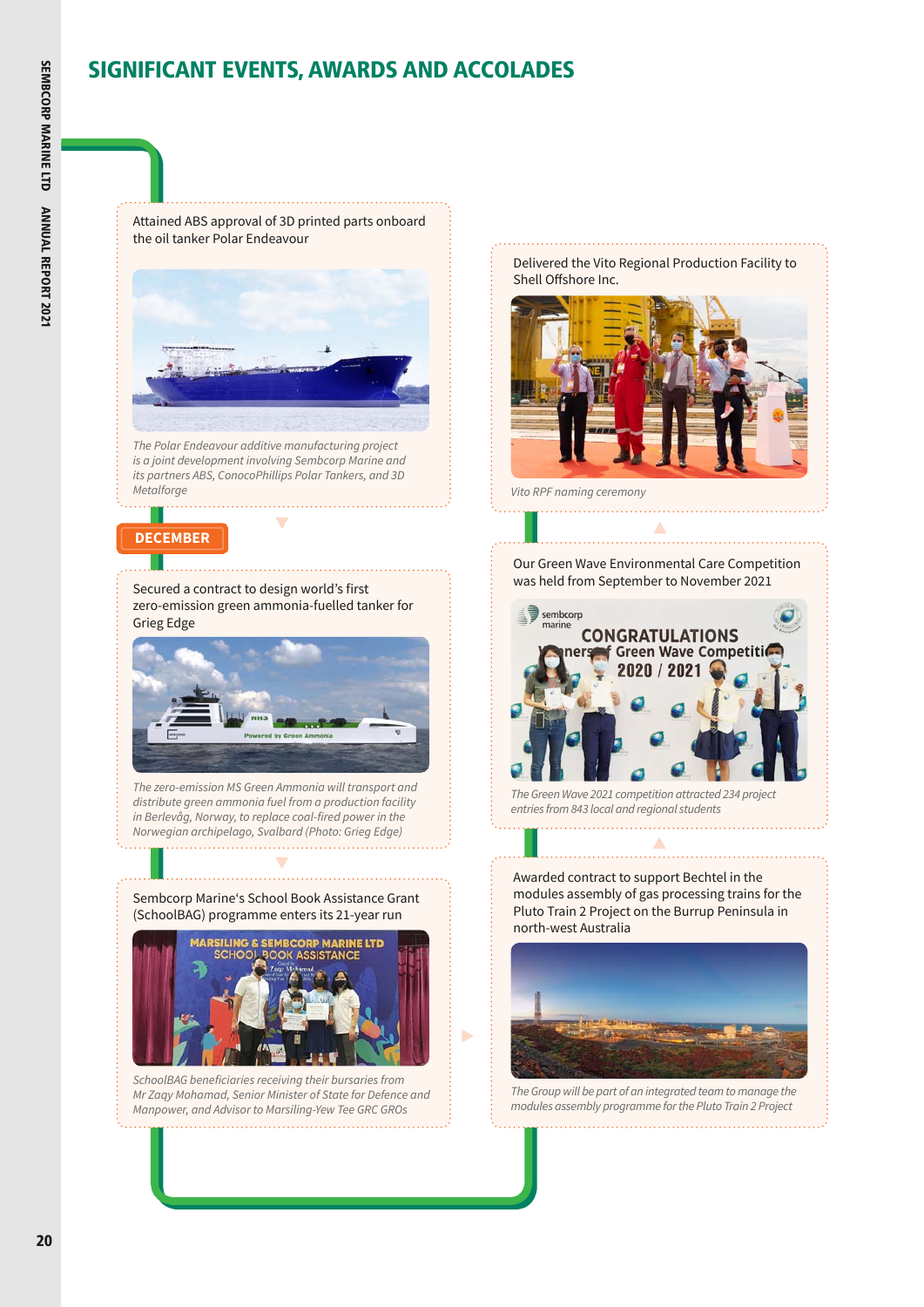# SIGNIFICANT EVENTS, AWARDS AND ACCOLADES

Attained ABS approval of 3D printed parts onboard the oil tanker Polar Endeavour

*The Polar Endeavour additive manufacturing project is a joint development involving Sembcorp Marine and its partners ABS, ConocoPhillips Polar Tankers, and 3D Metalforge*

**DECEMBER**

Secured a contract to design world's first zero-emission green ammonia-fuelled tanker for Grieg Edge

*The zero-emission MS Green Ammonia will transport and distribute green ammonia fuel from a production facility in Berlevåg, Norway, to replace coal-fired power in the Norwegian archipelago, Svalbard (Photo: Grieg Edge)*

Sembcorp Marine's School Book Assistance Grant (SchoolBAG) programme enters its 21-year run

*SchoolBAG beneficiaries receiving their bursaries from Mr Zaqy Mohamad, Senior Minister of State for Defence and Manpower, and Advisor to Marsiling-Yew Tee GRC GROs*

Awarded contract to support Bechtel in the modules assembly of gas processing trains for the Pluto Train 2 Project on the Burrup Peninsula in north-west Australia

*The Group will be part of an integrated team to manage the modules assembly programme for the Pluto Train 2 Project*

Our Green Wave Environmental Care Competition was held from September to November 2021

*The Green Wave 2021 competition attracted 234 project entries from 843 local and regional students*

Delivered the Vito Regional Production Facility to Shell Offshore Inc.

*Vito RPF naming ceremony*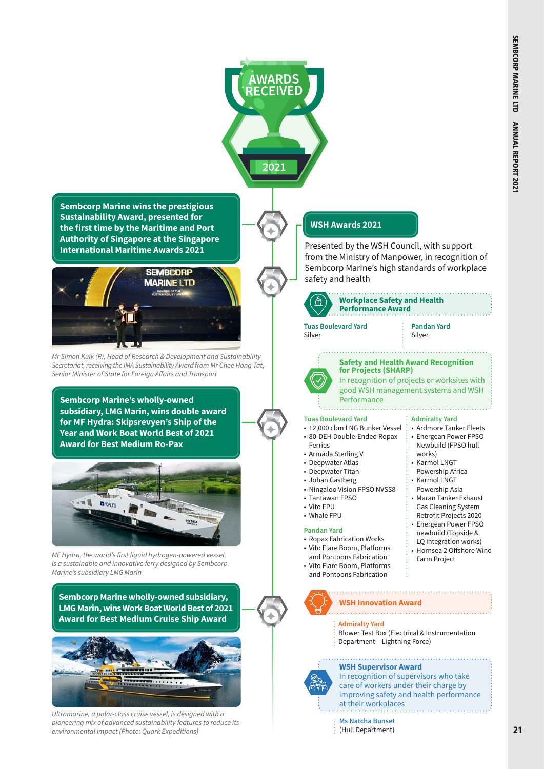# AWARDS RECEIVED 2021

**Sembcorp Marine wins the prestigious Sustainability Award, presented for the first time by the Maritime and Port Authority of Singapore at the Singapore International Maritime Awards 2021**

*Mr Simon Kuik (R), Head of Research & Development and Sustainability Secretariat, receiving the IMA Sustainability Award from Mr Chee Hong Tat, Senior Minister of State for Foreign Affairs and Transport*

**Sembcorp Marine's wholly-owned subsidiary, LMG Marin, wins double award for MF Hydra: Skipsrevyen's Ship of the Year and Work Boat World Best of 2021 Award for Best Medium Ro-Pax**

*MF Hydra, the world's first liquid hydrogen-powered vessel, is a sustainable and innovative ferry designed by Sembcorp Marine's subsidiary LMG Marin*

**Sembcorp Marine wholly-owned subsidiary, LMG Marin, wins Work Boat World Best of 2021 Award for Best Medium Cruise Ship Award**

*Ultramarine, a polar-class cruise vessel, is designed with a pioneering mix of advanced sustainability features to reduce its environmental impact (Photo: Quark Expeditions)*

## WSH Awards 2021

Presented by the WSH Council, with support from the Ministry of Manpower, in recognition of Sembcorp Marine's high standards of workplace safety and health

### Workplace Safety and Health Performance Award

**Tuas Boulevard Yard**
Silver

**Pandan Yard**
Silver

### Safety and Health Award Recognition for Projects (SHARP)

In recognition of projects or worksites with good WSH management systems and WSH Performance

**Tuas Boulevard Yard**
- 12,000 cbm LNG Bunker Vessel
- 80-DEH Double-Ended Ropax Ferries
- Armada Sterling V
- Deepwater Atlas
- Deepwater Titan
- Johan Castberg
- Ningaloo Vision FPSO NVSS8
- Tantawan FPSO
- Vito FPU
- Whale FPU

**Pandan Yard**
- Ropax Fabrication Works
- Vito Flare Boom, Platforms and Pontoons Fabrication
- Vito Flare Boom, Platforms and Pontoons Fabrication

**Admiralty Yard**
- Ardmore Tanker Fleets
- Energean Power FPSO Newbuild (FPSO hull works)
- Karmol LNGT Powership Africa
- Karmol LNGT Powership Asia
- Maran Tanker Exhaust Gas Cleaning System Retrofit Projects 2020
- Energean Power FPSO newbuild (Topside & LQ integration works)
- Hornsea 2 Offshore Wind Farm Project

### WSH Innovation Award

**Admiralty Yard**
Blower Test Box (Electrical & Instrumentation Department – Lightning Force)

### WSH Supervisor Award

In recognition of supervisors who take care of workers under their charge by improving safety and health performance at their workplaces

**Ms Natcha Bunset**
(Hull Department)